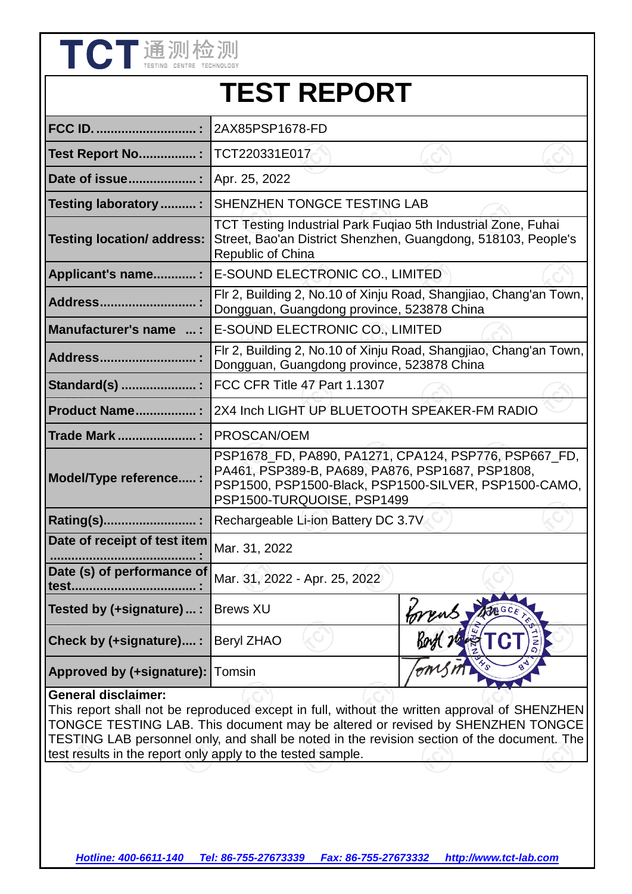TCT 通测检测
TESTING CENTRE TECHNOLOGY

# TEST REPORT

| | | |
|---|---|---|
| **FCC ID. ............................ :** | 2AX85PSP1678-FD | |
| **Test Report No................ :** | TCT220331E017 | |
| **Date of issue................... :** | Apr. 25, 2022 | |
| **Testing laboratory .......... :** | SHENZHEN TONGCE TESTING LAB | |
| **Testing location/ address:** | TCT Testing Industrial Park Fuqiao 5th Industrial Zone, Fuhai Street, Bao'an District Shenzhen, Guangdong, 518103, People's Republic of China | |
| **Applicant's name............ :** | E-SOUND ELECTRONIC CO., LIMITED | |
| **Address........................... :** | Flr 2, Building 2, No.10 of Xinju Road, Shangjiao, Chang'an Town, Dongguan, Guangdong province, 523878 China | |
| **Manufacturer's name ... :** | E-SOUND ELECTRONIC CO., LIMITED | |
| **Address........................... :** | Flr 2, Building 2, No.10 of Xinju Road, Shangjiao, Chang'an Town, Dongguan, Guangdong province, 523878 China | |
| **Standard(s) ..................... :** | FCC CFR Title 47 Part 1.1307 | |
| **Product Name................. :** | 2X4 Inch LIGHT UP BLUETOOTH SPEAKER-FM RADIO | |
| **Trade Mark ...................... :** | PROSCAN/OEM | |
| **Model/Type reference..... :** | PSP1678_FD, PA890, PA1271, CPA124, PSP776, PSP667_FD, PA461, PSP389-B, PA689, PA876, PSP1687, PSP1808, PSP1500, PSP1500-Black, PSP1500-SILVER, PSP1500-CAMO, PSP1500-TURQUOISE, PSP1499 | |
| **Rating(s).......................... :** | Rechargeable Li-ion Battery DC 3.7V | |
| **Date of receipt of test item ........................................ :** | Mar. 31, 2022 | |
| **Date (s) of performance of test.................................. :** | Mar. 31, 2022 - Apr. 25, 2022 | |
| **Tested by (+signature) ... :** | Brews XU | Brews |
| **Check by (+signature).... :** | Beryl ZHAO | Beryl Zhao |
| **Approved by (+signature):** | Tomsin | Tomsin |

**General disclaimer:**
This report shall not be reproduced except in full, without the written approval of SHENZHEN TONGCE TESTING LAB. This document may be altered or revised by SHENZHEN TONGCE TESTING LAB personnel only, and shall be noted in the revision section of the document. The test results in the report only apply to the tested sample.

*Hotline: 400-6611-140 Tel: 86-755-27673339 Fax: 86-755-27673332 http://www.tct-lab.com*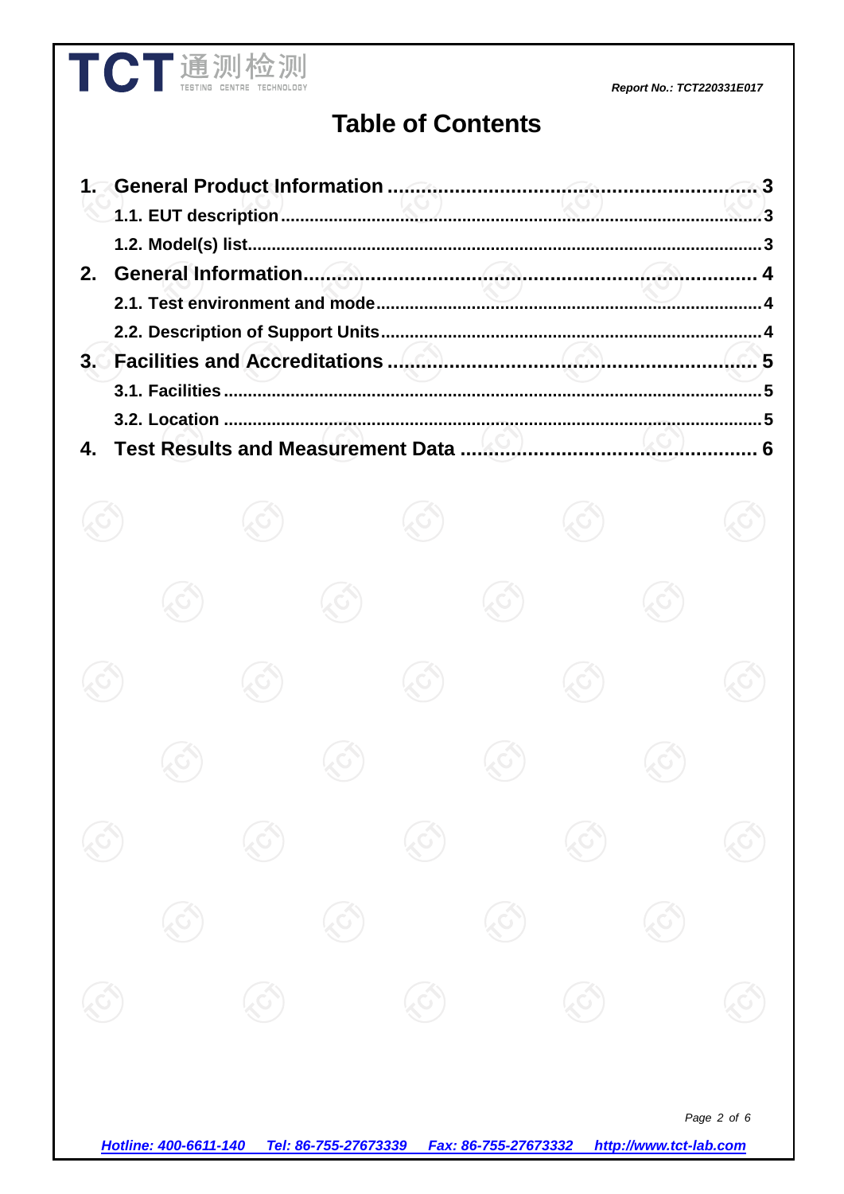# Table of Contents

1. General Product Information .......................................................... 3
    - 1.1. EUT description .......................................................... 3
    - 1.2. Model(s) list .......................................................... 3
2. General Information .......................................................... 4
    - 2.1. Test environment and mode .......................................................... 4
    - 2.2. Description of Support Units .......................................................... 4
3. Facilities and Accreditations .......................................................... 5
    - 3.1. Facilities .......................................................... 5
    - 3.2. Location .......................................................... 5
4. Test Results and Measurement Data .......................................................... 6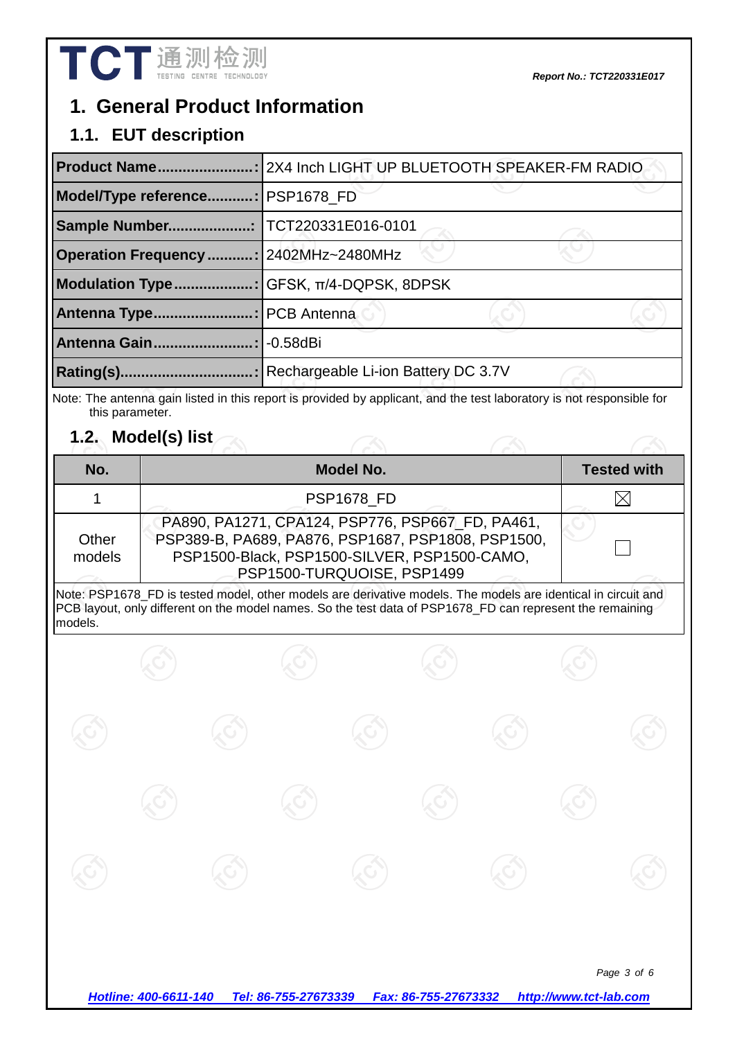# 1. General Product Information

## 1.1. EUT description

| | |
|---|---|
| **Product Name........................:** | 2X4 Inch LIGHT UP BLUETOOTH SPEAKER-FM RADIO |
| **Model/Type reference...........:** | PSP1678_FD |
| **Sample Number....................:** | TCT220331E016-0101 |
| **Operation Frequency...........:** | 2402MHz~2480MHz |
| **Modulation Type...................:** | GFSK, π/4-DQPSK, 8DPSK |
| **Antenna Type........................:** | PCB Antenna |
| **Antenna Gain........................:** | -0.58dBi |
| **Rating(s)................................:** | Rechargeable Li-ion Battery DC 3.7V |

Note: The antenna gain listed in this report is provided by applicant, and the test laboratory is not responsible for this parameter.

## 1.2. Model(s) list

| No. | Model No. | Tested with |
|---|---|---|
| 1 | PSP1678_FD | ☒ |
| Other models | PA890, PA1271, CPA124, PSP776, PSP667_FD, PA461, PSP389-B, PA689, PA876, PSP1687, PSP1808, PSP1500, PSP1500-Black, PSP1500-SILVER, PSP1500-CAMO, PSP1500-TURQUOISE, PSP1499 | ☐ |

Note: PSP1678_FD is tested model, other models are derivative models. The models are identical in circuit and PCB layout, only different on the model names. So the test data of PSP1678_FD can represent the remaining models.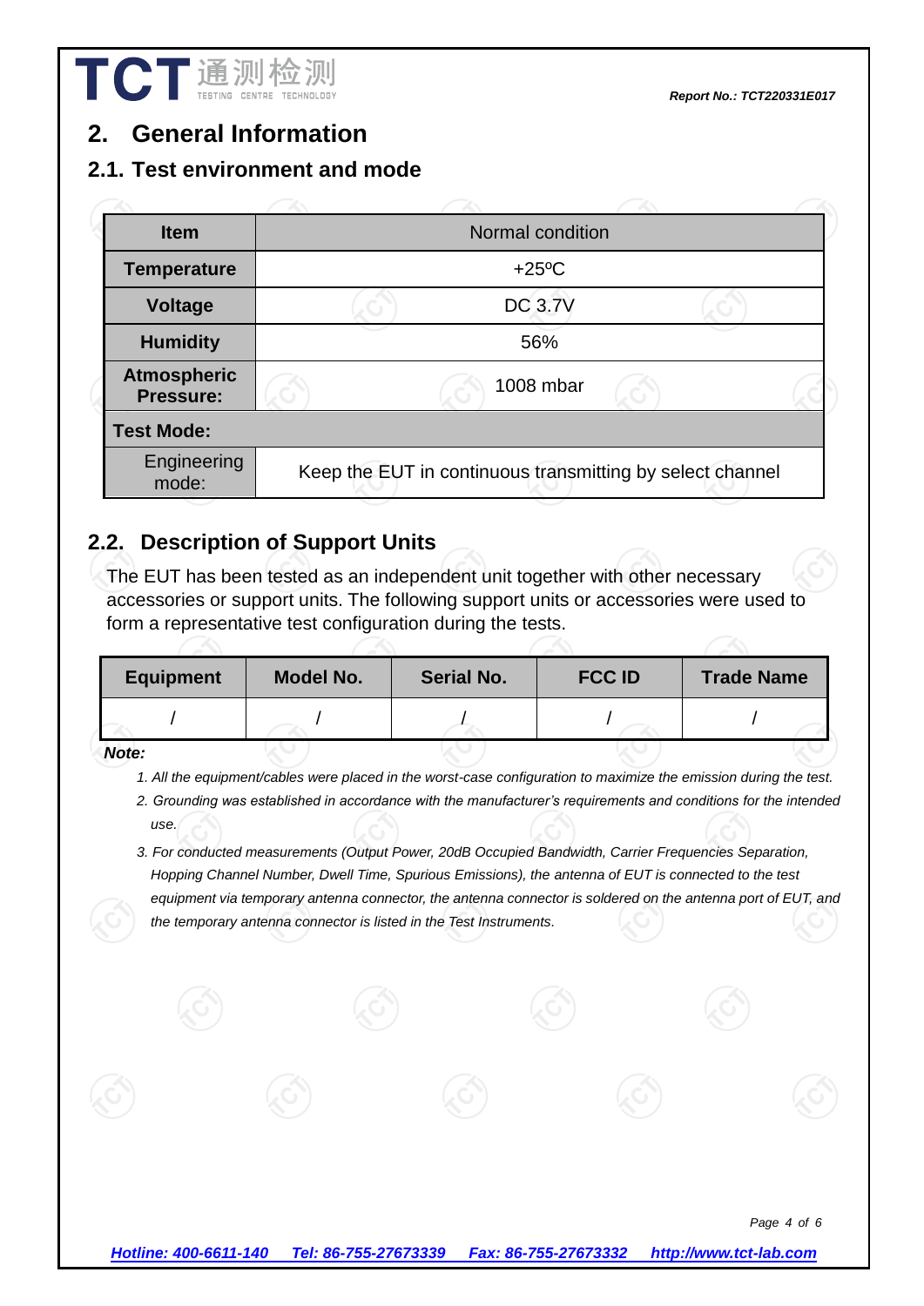# 2. General Information

## 2.1. Test environment and mode

| Item | Normal condition |
|---|---|
| **Temperature** | +25ºC |
| **Voltage** | DC 3.7V |
| **Humidity** | 56% |
| **Atmospheric Pressure:** | 1008 mbar |
| **Test Mode:** | |
| Engineering mode: | Keep the EUT in continuous transmitting by select channel |

## 2.2. Description of Support Units

The EUT has been tested as an independent unit together with other necessary accessories or support units. The following support units or accessories were used to form a representative test configuration during the tests.

| Equipment | Model No. | Serial No. | FCC ID | Trade Name |
|---|---|---|---|---|
| / | / | / | / | / |

***Note:***

1. *All the equipment/cables were placed in the worst-case configuration to maximize the emission during the test.*
2. *Grounding was established in accordance with the manufacturer's requirements and conditions for the intended use.*
3. *For conducted measurements (Output Power, 20dB Occupied Bandwidth, Carrier Frequencies Separation, Hopping Channel Number, Dwell Time, Spurious Emissions), the antenna of EUT is connected to the test equipment via temporary antenna connector, the antenna connector is soldered on the antenna port of EUT, and the temporary antenna connector is listed in the Test Instruments.*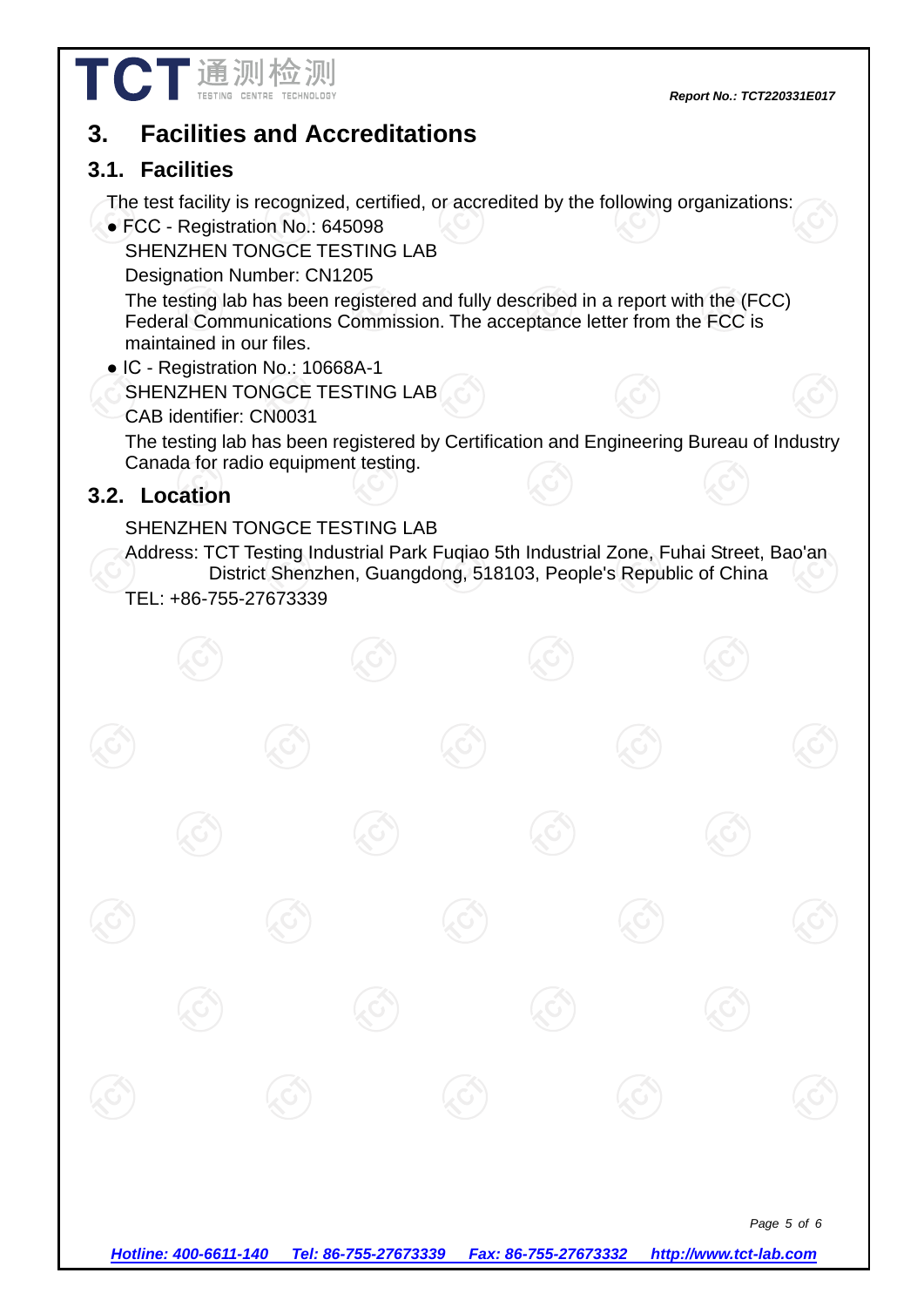# 3. Facilities and Accreditations

## 3.1. Facilities

The test facility is recognized, certified, or accredited by the following organizations:

- FCC - Registration No.: 645098

  SHENZHEN TONGCE TESTING LAB

  Designation Number: CN1205

  The testing lab has been registered and fully described in a report with the (FCC) Federal Communications Commission. The acceptance letter from the FCC is maintained in our files.

- IC - Registration No.: 10668A-1

  SHENZHEN TONGCE TESTING LAB

  CAB identifier: CN0031

  The testing lab has been registered by Certification and Engineering Bureau of Industry Canada for radio equipment testing.

## 3.2. Location

SHENZHEN TONGCE TESTING LAB

Address: TCT Testing Industrial Park Fuqiao 5th Industrial Zone, Fuhai Street, Bao'an District Shenzhen, Guangdong, 518103, People's Republic of China

TEL: +86-755-27673339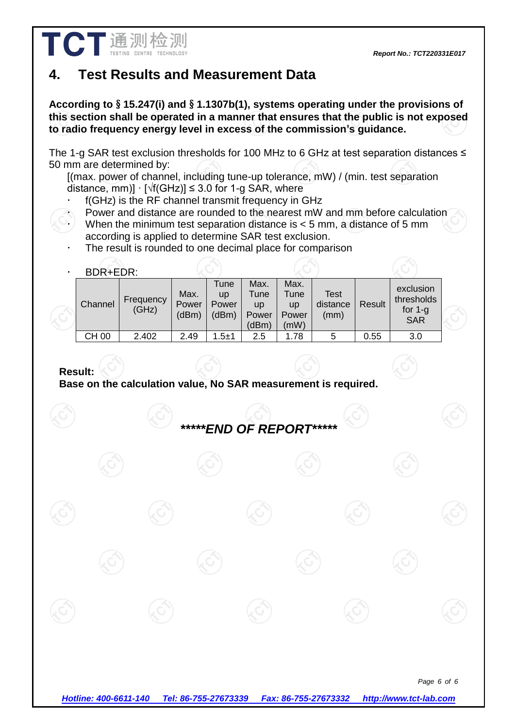# 4. Test Results and Measurement Data

**According to § 15.247(i) and § 1.1307b(1), systems operating under the provisions of this section shall be operated in a manner that ensures that the public is not exposed to radio frequency energy level in excess of the commission's guidance.**

The 1-g SAR test exclusion thresholds for 100 MHz to 6 GHz at test separation distances ≤ 50 mm are determined by:

[(max. power of channel, including tune-up tolerance, mW) / (min. test separation distance, mm)] · [√f(GHz)] ≤ 3.0 for 1-g SAR, where

- f(GHz) is the RF channel transmit frequency in GHz
- Power and distance are rounded to the nearest mW and mm before calculation
- When the minimum test separation distance is < 5 mm, a distance of 5 mm according is applied to determine SAR test exclusion.
- The result is rounded to one decimal place for comparison

- BDR+EDR:

| Channel | Frequency (GHz) | Max. Power (dBm) | Tune up Power (dBm) | Max. Tune up Power (dBm) | Max. Tune up Power (mW) | Test distance (mm) | Result | exclusion thresholds for 1-g SAR |
|---|---|---|---|---|---|---|---|---|
| CH 00 | 2.402 | 2.49 | 1.5±1 | 2.5 | 1.78 | 5 | 0.55 | 3.0 |

**Result:**
**Base on the calculation value, No SAR measurement is required.**

***\*\*\*\*\*END OF REPORT\*\*\*\*\****